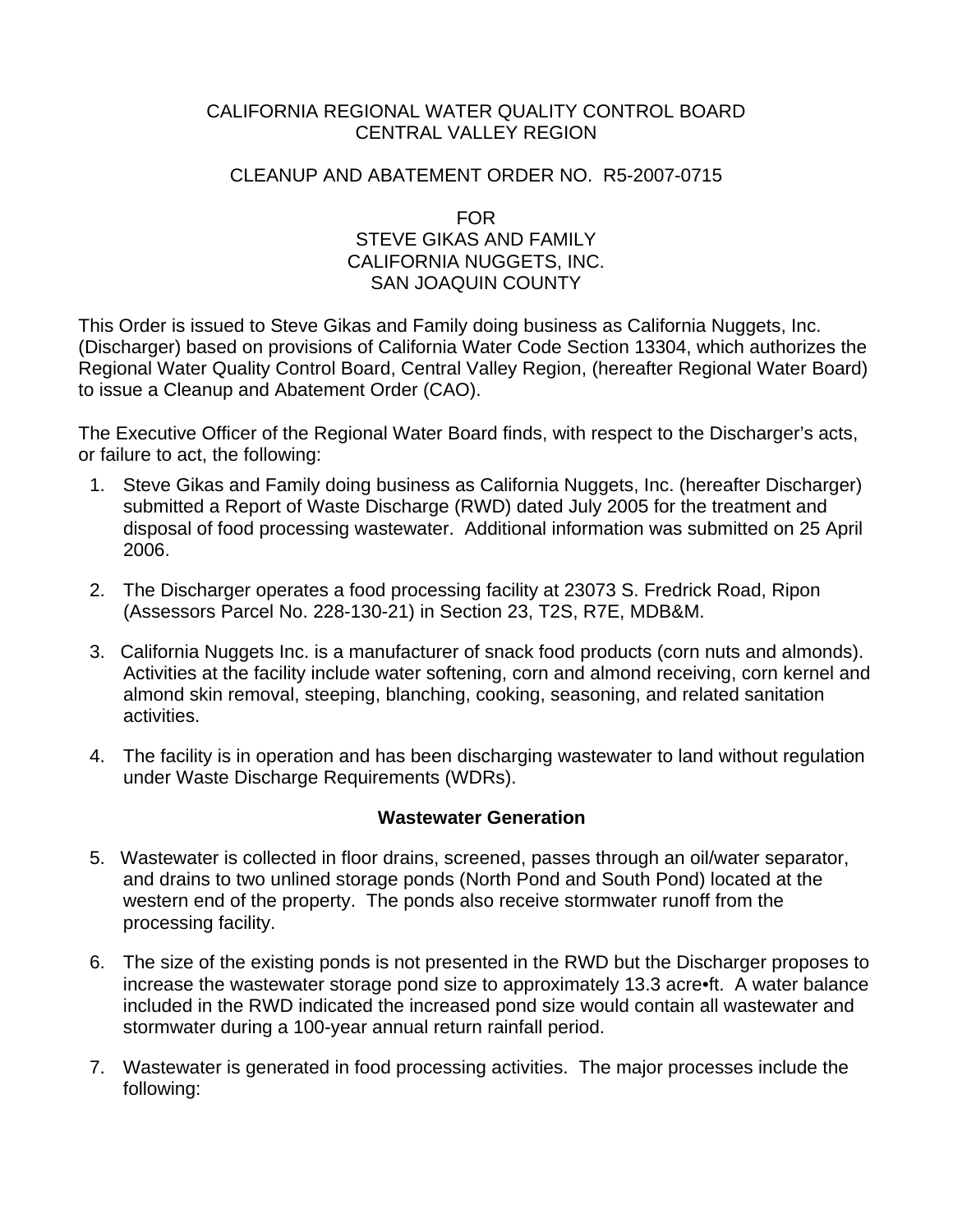CALIFORNIA REGIONAL WATER QUALITY CONTROL BOARD
CENTRAL VALLEY REGION

CLEANUP AND ABATEMENT ORDER NO. R5-2007-0715

FOR
STEVE GIKAS AND FAMILY
CALIFORNIA NUGGETS, INC.
SAN JOAQUIN COUNTY

This Order is issued to Steve Gikas and Family doing business as California Nuggets, Inc. (Discharger) based on provisions of California Water Code Section 13304, which authorizes the Regional Water Quality Control Board, Central Valley Region, (hereafter Regional Water Board) to issue a Cleanup and Abatement Order (CAO).

The Executive Officer of the Regional Water Board finds, with respect to the Discharger's acts, or failure to act, the following:

1. Steve Gikas and Family doing business as California Nuggets, Inc. (hereafter Discharger) submitted a Report of Waste Discharge (RWD) dated July 2005 for the treatment and disposal of food processing wastewater. Additional information was submitted on 25 April 2006.

2. The Discharger operates a food processing facility at 23073 S. Fredrick Road, Ripon (Assessors Parcel No. 228-130-21) in Section 23, T2S, R7E, MDB&M.

3. California Nuggets Inc. is a manufacturer of snack food products (corn nuts and almonds). Activities at the facility include water softening, corn and almond receiving, corn kernel and almond skin removal, steeping, blanching, cooking, seasoning, and related sanitation activities.

4. The facility is in operation and has been discharging wastewater to land without regulation under Waste Discharge Requirements (WDRs).

**Wastewater Generation**

5. Wastewater is collected in floor drains, screened, passes through an oil/water separator, and drains to two unlined storage ponds (North Pond and South Pond) located at the western end of the property. The ponds also receive stormwater runoff from the processing facility.

6. The size of the existing ponds is not presented in the RWD but the Discharger proposes to increase the wastewater storage pond size to approximately 13.3 acre•ft. A water balance included in the RWD indicated the increased pond size would contain all wastewater and stormwater during a 100-year annual return rainfall period.

7. Wastewater is generated in food processing activities. The major processes include the following: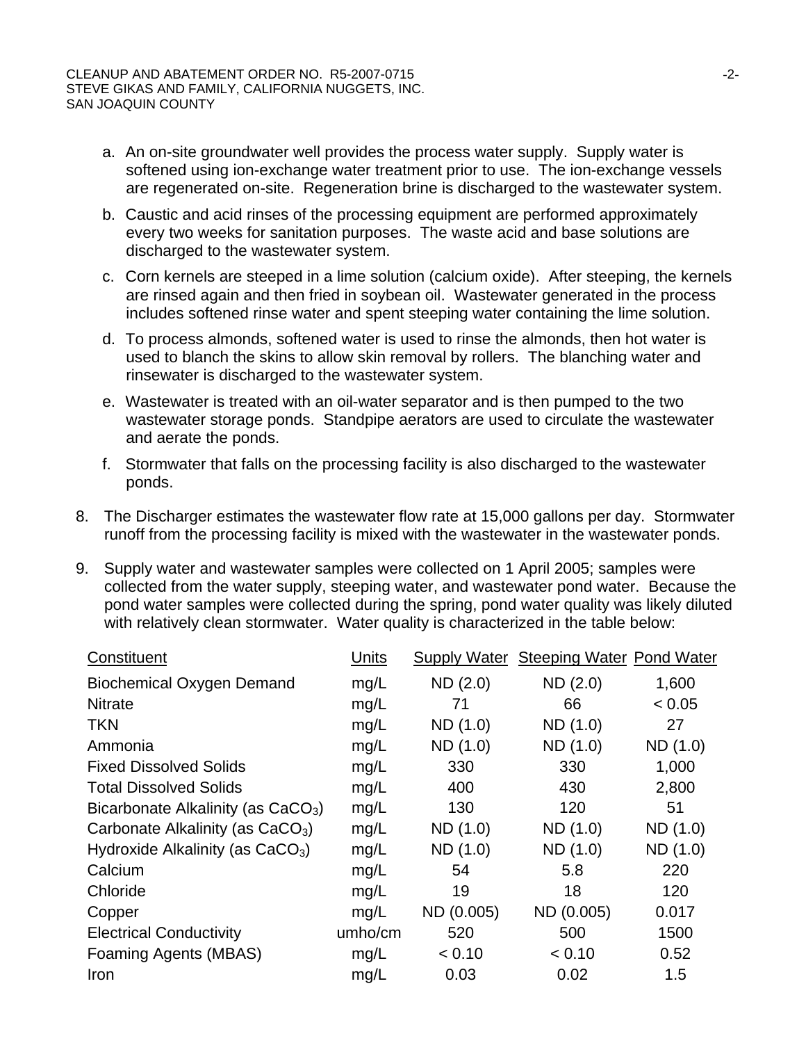a. An on-site groundwater well provides the process water supply. Supply water is softened using ion-exchange water treatment prior to use. The ion-exchange vessels are regenerated on-site. Regeneration brine is discharged to the wastewater system.

b. Caustic and acid rinses of the processing equipment are performed approximately every two weeks for sanitation purposes. The waste acid and base solutions are discharged to the wastewater system.

c. Corn kernels are steeped in a lime solution (calcium oxide). After steeping, the kernels are rinsed again and then fried in soybean oil. Wastewater generated in the process includes softened rinse water and spent steeping water containing the lime solution.

d. To process almonds, softened water is used to rinse the almonds, then hot water is used to blanch the skins to allow skin removal by rollers. The blanching water and rinsewater is discharged to the wastewater system.

e. Wastewater is treated with an oil-water separator and is then pumped to the two wastewater storage ponds. Standpipe aerators are used to circulate the wastewater and aerate the ponds.

f. Stormwater that falls on the processing facility is also discharged to the wastewater ponds.

8. The Discharger estimates the wastewater flow rate at 15,000 gallons per day. Stormwater runoff from the processing facility is mixed with the wastewater in the wastewater ponds.

9. Supply water and wastewater samples were collected on 1 April 2005; samples were collected from the water supply, steeping water, and wastewater pond water. Because the pond water samples were collected during the spring, pond water quality was likely diluted with relatively clean stormwater. Water quality is characterized in the table below:

| Constituent | Units | Supply Water | Steeping Water | Pond Water |
|---|---|---|---|---|
| Biochemical Oxygen Demand | mg/L | ND (2.0) | ND (2.0) | 1,600 |
| Nitrate | mg/L | 71 | 66 | < 0.05 |
| TKN | mg/L | ND (1.0) | ND (1.0) | 27 |
| Ammonia | mg/L | ND (1.0) | ND (1.0) | ND (1.0) |
| Fixed Dissolved Solids | mg/L | 330 | 330 | 1,000 |
| Total Dissolved Solids | mg/L | 400 | 430 | 2,800 |
| Bicarbonate Alkalinity (as $CaCO_3$) | mg/L | 130 | 120 | 51 |
| Carbonate Alkalinity (as $CaCO_3$) | mg/L | ND (1.0) | ND (1.0) | ND (1.0) |
| Hydroxide Alkalinity (as $CaCO_3$) | mg/L | ND (1.0) | ND (1.0) | ND (1.0) |
| Calcium | mg/L | 54 | 5.8 | 220 |
| Chloride | mg/L | 19 | 18 | 120 |
| Copper | mg/L | ND (0.005) | ND (0.005) | 0.017 |
| Electrical Conductivity | umho/cm | 520 | 500 | 1500 |
| Foaming Agents (MBAS) | mg/L | < 0.10 | < 0.10 | 0.52 |
| Iron | mg/L | 0.03 | 0.02 | 1.5 |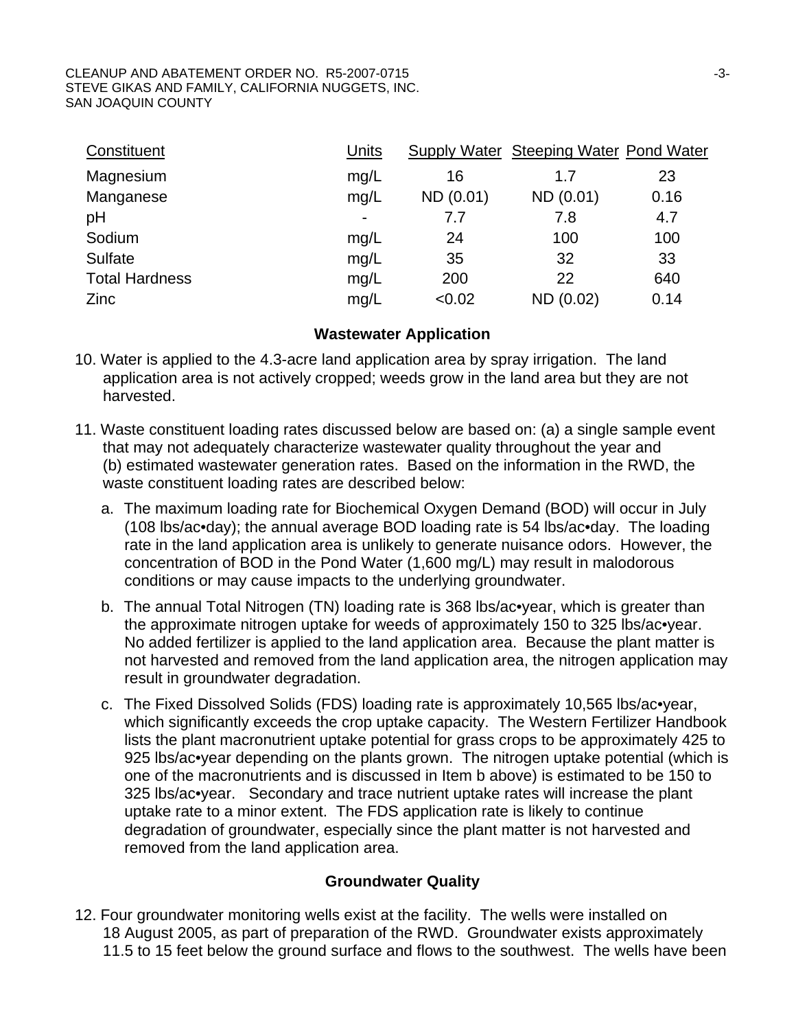| Constituent | Units | Supply Water | Steeping Water | Pond Water |
|---|---|---|---|---|
| Magnesium | mg/L | 16 | 1.7 | 23 |
| Manganese | mg/L | ND (0.01) | ND (0.01) | 0.16 |
| pH | - | 7.7 | 7.8 | 4.7 |
| Sodium | mg/L | 24 | 100 | 100 |
| Sulfate | mg/L | 35 | 32 | 33 |
| Total Hardness | mg/L | 200 | 22 | 640 |
| Zinc | mg/L | <0.02 | ND (0.02) | 0.14 |

## Wastewater Application

10. Water is applied to the 4.3-acre land application area by spray irrigation. The land application area is not actively cropped; weeds grow in the land area but they are not harvested.

11. Waste constituent loading rates discussed below are based on: (a) a single sample event that may not adequately characterize wastewater quality throughout the year and (b) estimated wastewater generation rates. Based on the information in the RWD, the waste constituent loading rates are described below:

    a. The maximum loading rate for Biochemical Oxygen Demand (BOD) will occur in July (108 lbs/ac•day); the annual average BOD loading rate is 54 lbs/ac•day. The loading rate in the land application area is unlikely to generate nuisance odors. However, the concentration of BOD in the Pond Water (1,600 mg/L) may result in malodorous conditions or may cause impacts to the underlying groundwater.

    b. The annual Total Nitrogen (TN) loading rate is 368 lbs/ac•year, which is greater than the approximate nitrogen uptake for weeds of approximately 150 to 325 lbs/ac•year. No added fertilizer is applied to the land application area. Because the plant matter is not harvested and removed from the land application area, the nitrogen application may result in groundwater degradation.

    c. The Fixed Dissolved Solids (FDS) loading rate is approximately 10,565 lbs/ac•year, which significantly exceeds the crop uptake capacity. The Western Fertilizer Handbook lists the plant macronutrient uptake potential for grass crops to be approximately 425 to 925 lbs/ac•year depending on the plants grown. The nitrogen uptake potential (which is one of the macronutrients and is discussed in Item b above) is estimated to be 150 to 325 lbs/ac•year. Secondary and trace nutrient uptake rates will increase the plant uptake rate to a minor extent. The FDS application rate is likely to continue degradation of groundwater, especially since the plant matter is not harvested and removed from the land application area.

## Groundwater Quality

12. Four groundwater monitoring wells exist at the facility. The wells were installed on 18 August 2005, as part of preparation of the RWD. Groundwater exists approximately 11.5 to 15 feet below the ground surface and flows to the southwest. The wells have been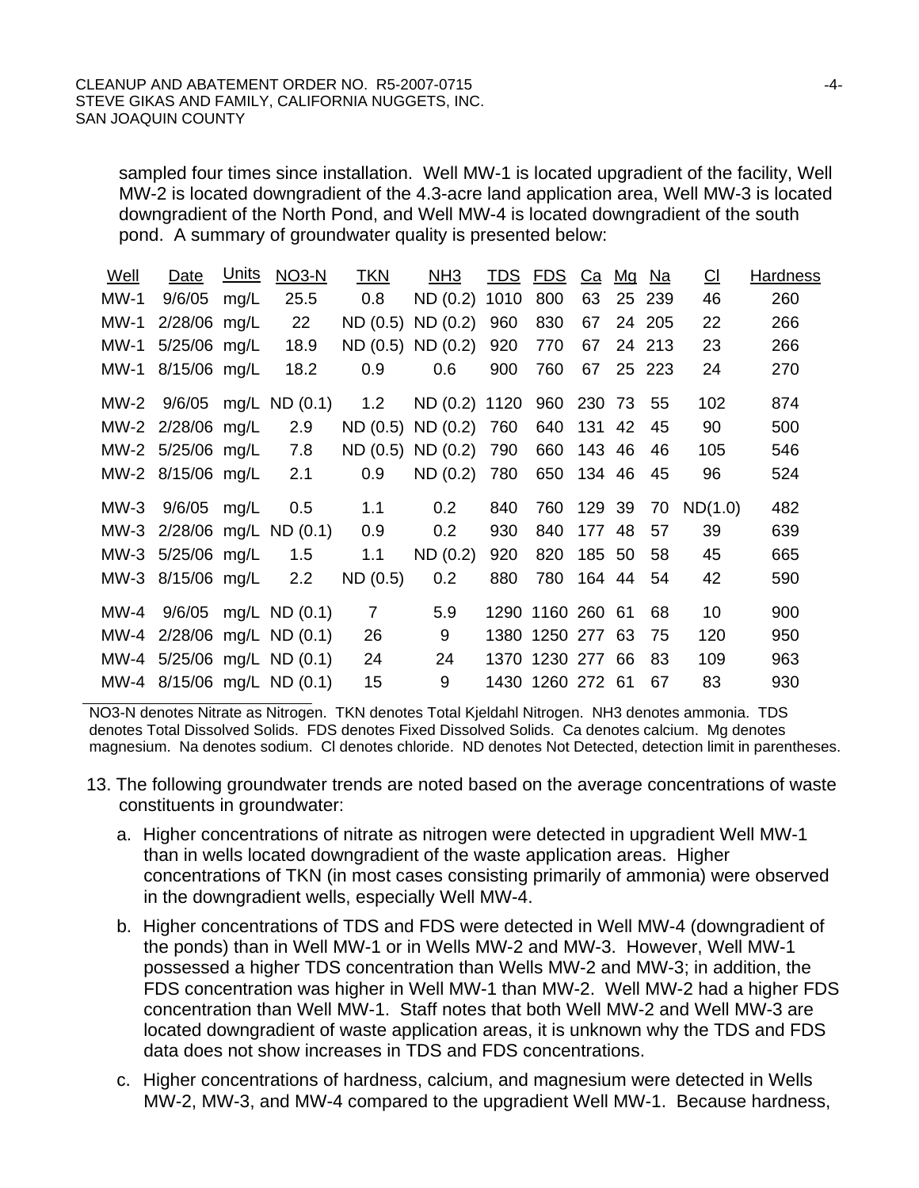sampled four times since installation. Well MW-1 is located upgradient of the facility, Well MW-2 is located downgradient of the 4.3-acre land application area, Well MW-3 is located downgradient of the North Pond, and Well MW-4 is located downgradient of the south pond. A summary of groundwater quality is presented below:

| Well | Date | Units | NO3-N | TKN | NH3 | TDS | FDS | Ca | Mg | Na | Cl | Hardness |
|---|---|---|---|---|---|---|---|---|---|---|---|---|
| MW-1 | 9/6/05 | mg/L | 25.5 | 0.8 | ND (0.2) | 1010 | 800 | 63 | 25 | 239 | 46 | 260 |
| MW-1 | 2/28/06 | mg/L | 22 | ND (0.5) | ND (0.2) | 960 | 830 | 67 | 24 | 205 | 22 | 266 |
| MW-1 | 5/25/06 | mg/L | 18.9 | ND (0.5) | ND (0.2) | 920 | 770 | 67 | 24 | 213 | 23 | 266 |
| MW-1 | 8/15/06 | mg/L | 18.2 | 0.9 | 0.6 | 900 | 760 | 67 | 25 | 223 | 24 | 270 |
| MW-2 | 9/6/05 | mg/L | ND (0.1) | 1.2 | ND (0.2) | 1120 | 960 | 230 | 73 | 55 | 102 | 874 |
| MW-2 | 2/28/06 | mg/L | 2.9 | ND (0.5) | ND (0.2) | 760 | 640 | 131 | 42 | 45 | 90 | 500 |
| MW-2 | 5/25/06 | mg/L | 7.8 | ND (0.5) | ND (0.2) | 790 | 660 | 143 | 46 | 46 | 105 | 546 |
| MW-2 | 8/15/06 | mg/L | 2.1 | 0.9 | ND (0.2) | 780 | 650 | 134 | 46 | 45 | 96 | 524 |
| MW-3 | 9/6/05 | mg/L | 0.5 | 1.1 | 0.2 | 840 | 760 | 129 | 39 | 70 | ND(1.0) | 482 |
| MW-3 | 2/28/06 | mg/L | ND (0.1) | 0.9 | 0.2 | 930 | 840 | 177 | 48 | 57 | 39 | 639 |
| MW-3 | 5/25/06 | mg/L | 1.5 | 1.1 | ND (0.2) | 920 | 820 | 185 | 50 | 58 | 45 | 665 |
| MW-3 | 8/15/06 | mg/L | 2.2 | ND (0.5) | 0.2 | 880 | 780 | 164 | 44 | 54 | 42 | 590 |
| MW-4 | 9/6/05 | mg/L | ND (0.1) | 7 | 5.9 | 1290 | 1160 | 260 | 61 | 68 | 10 | 900 |
| MW-4 | 2/28/06 | mg/L | ND (0.1) | 26 | 9 | 1380 | 1250 | 277 | 63 | 75 | 120 | 950 |
| MW-4 | 5/25/06 | mg/L | ND (0.1) | 24 | 24 | 1370 | 1230 | 277 | 66 | 83 | 109 | 963 |
| MW-4 | 8/15/06 | mg/L | ND (0.1) | 15 | 9 | 1430 | 1260 | 272 | 61 | 67 | 83 | 930 |

NO3-N denotes Nitrate as Nitrogen. TKN denotes Total Kjeldahl Nitrogen. NH3 denotes ammonia. TDS denotes Total Dissolved Solids. FDS denotes Fixed Dissolved Solids. Ca denotes calcium. Mg denotes magnesium. Na denotes sodium. Cl denotes chloride. ND denotes Not Detected, detection limit in parentheses.

13. The following groundwater trends are noted based on the average concentrations of waste constituents in groundwater:

    a. Higher concentrations of nitrate as nitrogen were detected in upgradient Well MW-1 than in wells located downgradient of the waste application areas. Higher concentrations of TKN (in most cases consisting primarily of ammonia) were observed in the downgradient wells, especially Well MW-4.

    b. Higher concentrations of TDS and FDS were detected in Well MW-4 (downgradient of the ponds) than in Well MW-1 or in Wells MW-2 and MW-3. However, Well MW-1 possessed a higher TDS concentration than Wells MW-2 and MW-3; in addition, the FDS concentration was higher in Well MW-1 than MW-2. Well MW-2 had a higher FDS concentration than Well MW-1. Staff notes that both Well MW-2 and Well MW-3 are located downgradient of waste application areas, it is unknown why the TDS and FDS data does not show increases in TDS and FDS concentrations.

    c. Higher concentrations of hardness, calcium, and magnesium were detected in Wells MW-2, MW-3, and MW-4 compared to the upgradient Well MW-1. Because hardness,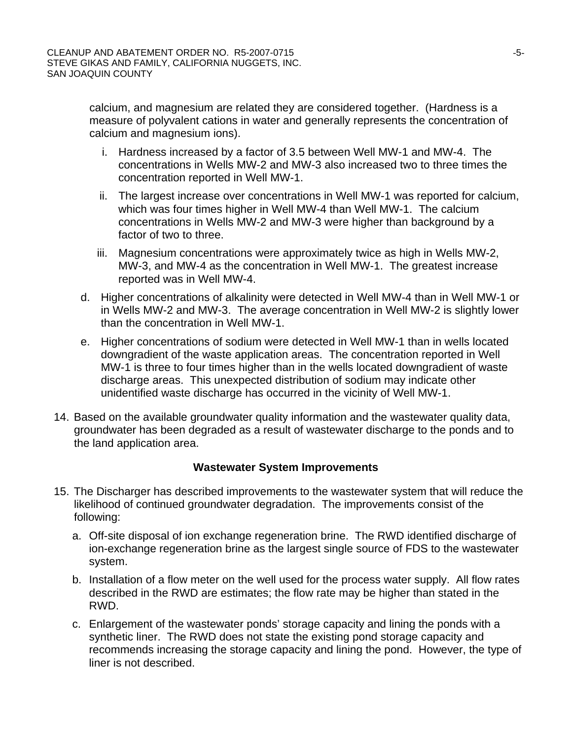calcium, and magnesium are related they are considered together. (Hardness is a measure of polyvalent cations in water and generally represents the concentration of calcium and magnesium ions).

i. Hardness increased by a factor of 3.5 between Well MW-1 and MW-4. The concentrations in Wells MW-2 and MW-3 also increased two to three times the concentration reported in Well MW-1.

ii. The largest increase over concentrations in Well MW-1 was reported for calcium, which was four times higher in Well MW-4 than Well MW-1. The calcium concentrations in Wells MW-2 and MW-3 were higher than background by a factor of two to three.

iii. Magnesium concentrations were approximately twice as high in Wells MW-2, MW-3, and MW-4 as the concentration in Well MW-1. The greatest increase reported was in Well MW-4.

d. Higher concentrations of alkalinity were detected in Well MW-4 than in Well MW-1 or in Wells MW-2 and MW-3. The average concentration in Well MW-2 is slightly lower than the concentration in Well MW-1.

e. Higher concentrations of sodium were detected in Well MW-1 than in wells located downgradient of the waste application areas. The concentration reported in Well MW-1 is three to four times higher than in the wells located downgradient of waste discharge areas. This unexpected distribution of sodium may indicate other unidentified waste discharge has occurred in the vicinity of Well MW-1.

14. Based on the available groundwater quality information and the wastewater quality data, groundwater has been degraded as a result of wastewater discharge to the ponds and to the land application area.

**Wastewater System Improvements**

15. The Discharger has described improvements to the wastewater system that will reduce the likelihood of continued groundwater degradation. The improvements consist of the following:

a. Off-site disposal of ion exchange regeneration brine. The RWD identified discharge of ion-exchange regeneration brine as the largest single source of FDS to the wastewater system.

b. Installation of a flow meter on the well used for the process water supply. All flow rates described in the RWD are estimates; the flow rate may be higher than stated in the RWD.

c. Enlargement of the wastewater ponds' storage capacity and lining the ponds with a synthetic liner. The RWD does not state the existing pond storage capacity and recommends increasing the storage capacity and lining the pond. However, the type of liner is not described.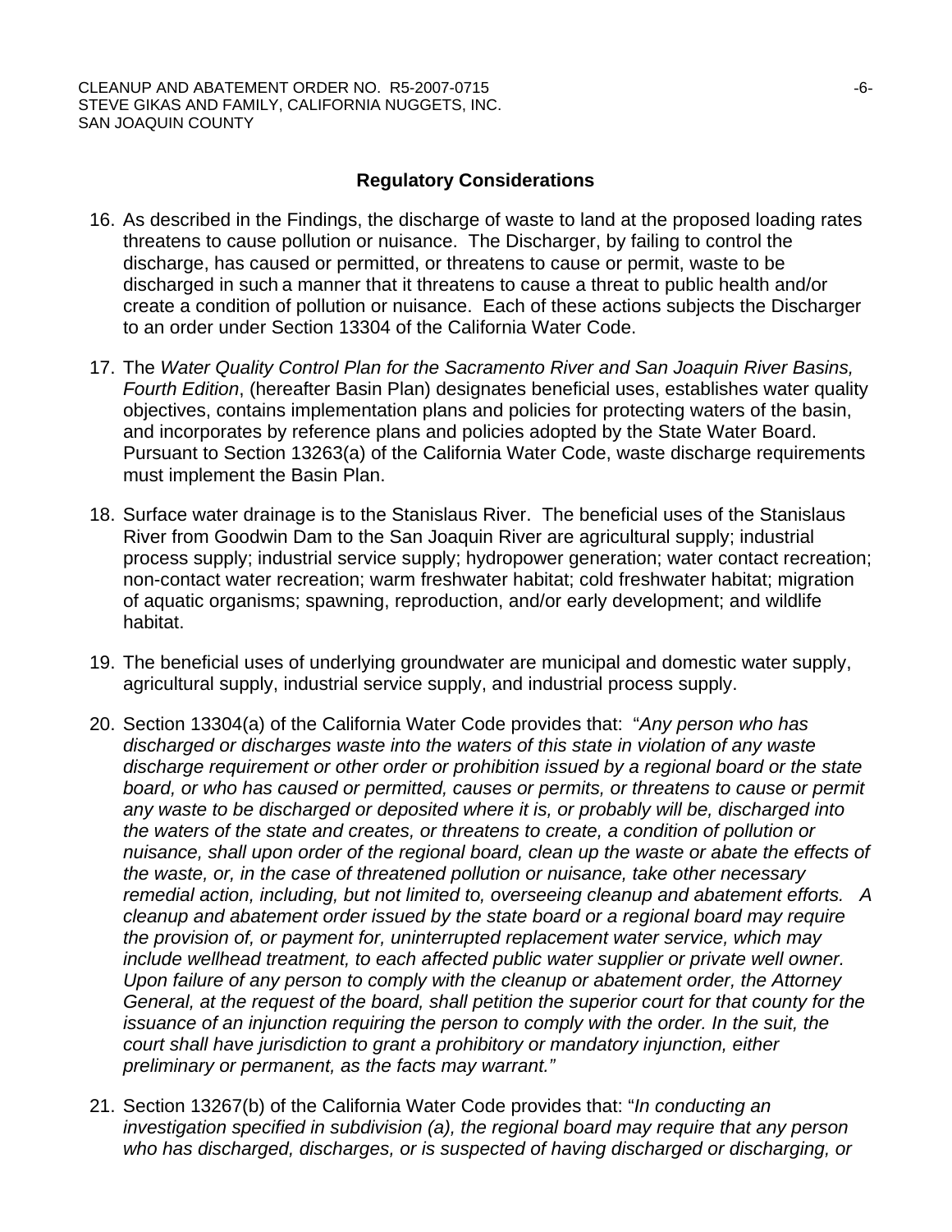## Regulatory Considerations

16. As described in the Findings, the discharge of waste to land at the proposed loading rates threatens to cause pollution or nuisance. The Discharger, by failing to control the discharge, has caused or permitted, or threatens to cause or permit, waste to be discharged in such a manner that it threatens to cause a threat to public health and/or create a condition of pollution or nuisance. Each of these actions subjects the Discharger to an order under Section 13304 of the California Water Code.

17. The *Water Quality Control Plan for the Sacramento River and San Joaquin River Basins, Fourth Edition*, (hereafter Basin Plan) designates beneficial uses, establishes water quality objectives, contains implementation plans and policies for protecting waters of the basin, and incorporates by reference plans and policies adopted by the State Water Board. Pursuant to Section 13263(a) of the California Water Code, waste discharge requirements must implement the Basin Plan.

18. Surface water drainage is to the Stanislaus River. The beneficial uses of the Stanislaus River from Goodwin Dam to the San Joaquin River are agricultural supply; industrial process supply; industrial service supply; hydropower generation; water contact recreation; non-contact water recreation; warm freshwater habitat; cold freshwater habitat; migration of aquatic organisms; spawning, reproduction, and/or early development; and wildlife habitat.

19. The beneficial uses of underlying groundwater are municipal and domestic water supply, agricultural supply, industrial service supply, and industrial process supply.

20. Section 13304(a) of the California Water Code provides that: "*Any person who has discharged or discharges waste into the waters of this state in violation of any waste discharge requirement or other order or prohibition issued by a regional board or the state board, or who has caused or permitted, causes or permits, or threatens to cause or permit any waste to be discharged or deposited where it is, or probably will be, discharged into the waters of the state and creates, or threatens to create, a condition of pollution or nuisance, shall upon order of the regional board, clean up the waste or abate the effects of the waste, or, in the case of threatened pollution or nuisance, take other necessary remedial action, including, but not limited to, overseeing cleanup and abatement efforts. A cleanup and abatement order issued by the state board or a regional board may require the provision of, or payment for, uninterrupted replacement water service, which may include wellhead treatment, to each affected public water supplier or private well owner. Upon failure of any person to comply with the cleanup or abatement order, the Attorney General, at the request of the board, shall petition the superior court for that county for the issuance of an injunction requiring the person to comply with the order. In the suit, the court shall have jurisdiction to grant a prohibitory or mandatory injunction, either preliminary or permanent, as the facts may warrant.*"

21. Section 13267(b) of the California Water Code provides that: "*In conducting an investigation specified in subdivision (a), the regional board may require that any person who has discharged, discharges, or is suspected of having discharged or discharging, or*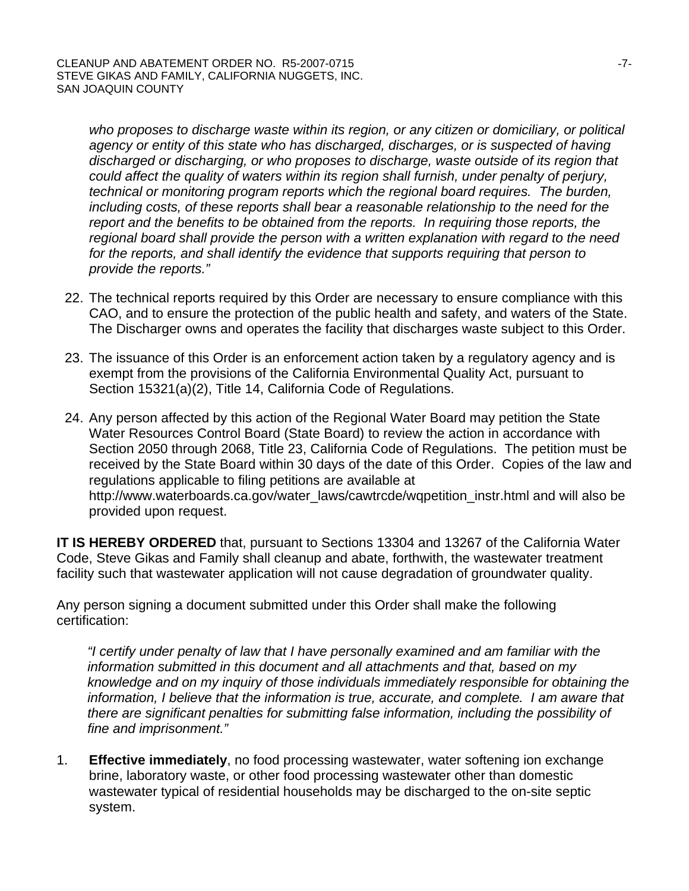*who proposes to discharge waste within its region, or any citizen or domiciliary, or political agency or entity of this state who has discharged, discharges, or is suspected of having discharged or discharging, or who proposes to discharge, waste outside of its region that could affect the quality of waters within its region shall furnish, under penalty of perjury, technical or monitoring program reports which the regional board requires. The burden, including costs, of these reports shall bear a reasonable relationship to the need for the report and the benefits to be obtained from the reports. In requiring those reports, the regional board shall provide the person with a written explanation with regard to the need for the reports, and shall identify the evidence that supports requiring that person to provide the reports."*

22. The technical reports required by this Order are necessary to ensure compliance with this CAO, and to ensure the protection of the public health and safety, and waters of the State. The Discharger owns and operates the facility that discharges waste subject to this Order.

23. The issuance of this Order is an enforcement action taken by a regulatory agency and is exempt from the provisions of the California Environmental Quality Act, pursuant to Section 15321(a)(2), Title 14, California Code of Regulations.

24. Any person affected by this action of the Regional Water Board may petition the State Water Resources Control Board (State Board) to review the action in accordance with Section 2050 through 2068, Title 23, California Code of Regulations. The petition must be received by the State Board within 30 days of the date of this Order. Copies of the law and regulations applicable to filing petitions are available at http://www.waterboards.ca.gov/water_laws/cawtrcde/wqpetition_instr.html and will also be provided upon request.

**IT IS HEREBY ORDERED** that, pursuant to Sections 13304 and 13267 of the California Water Code, Steve Gikas and Family shall cleanup and abate, forthwith, the wastewater treatment facility such that wastewater application will not cause degradation of groundwater quality.

Any person signing a document submitted under this Order shall make the following certification:

*"I certify under penalty of law that I have personally examined and am familiar with the information submitted in this document and all attachments and that, based on my knowledge and on my inquiry of those individuals immediately responsible for obtaining the information, I believe that the information is true, accurate, and complete. I am aware that there are significant penalties for submitting false information, including the possibility of fine and imprisonment."*

1. **Effective immediately**, no food processing wastewater, water softening ion exchange brine, laboratory waste, or other food processing wastewater other than domestic wastewater typical of residential households may be discharged to the on-site septic system.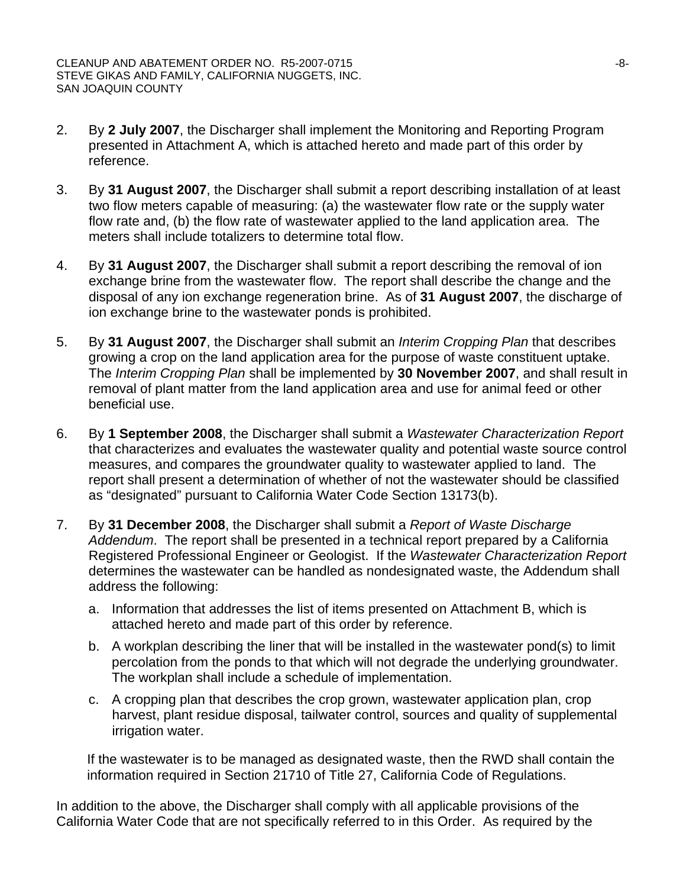2. By **2 July 2007**, the Discharger shall implement the Monitoring and Reporting Program presented in Attachment A, which is attached hereto and made part of this order by reference.

3. By **31 August 2007**, the Discharger shall submit a report describing installation of at least two flow meters capable of measuring: (a) the wastewater flow rate or the supply water flow rate and, (b) the flow rate of wastewater applied to the land application area. The meters shall include totalizers to determine total flow.

4. By **31 August 2007**, the Discharger shall submit a report describing the removal of ion exchange brine from the wastewater flow. The report shall describe the change and the disposal of any ion exchange regeneration brine. As of **31 August 2007**, the discharge of ion exchange brine to the wastewater ponds is prohibited.

5. By **31 August 2007**, the Discharger shall submit an *Interim Cropping Plan* that describes growing a crop on the land application area for the purpose of waste constituent uptake. The *Interim Cropping Plan* shall be implemented by **30 November 2007**, and shall result in removal of plant matter from the land application area and use for animal feed or other beneficial use.

6. By **1 September 2008**, the Discharger shall submit a *Wastewater Characterization Report* that characterizes and evaluates the wastewater quality and potential waste source control measures, and compares the groundwater quality to wastewater applied to land. The report shall present a determination of whether of not the wastewater should be classified as "designated" pursuant to California Water Code Section 13173(b).

7. By **31 December 2008**, the Discharger shall submit a *Report of Waste Discharge Addendum*. The report shall be presented in a technical report prepared by a California Registered Professional Engineer or Geologist. If the *Wastewater Characterization Report* determines the wastewater can be handled as nondesignated waste, the Addendum shall address the following:

   a. Information that addresses the list of items presented on Attachment B, which is attached hereto and made part of this order by reference.

   b. A workplan describing the liner that will be installed in the wastewater pond(s) to limit percolation from the ponds to that which will not degrade the underlying groundwater. The workplan shall include a schedule of implementation.

   c. A cropping plan that describes the crop grown, wastewater application plan, crop harvest, plant residue disposal, tailwater control, sources and quality of supplemental irrigation water.

   If the wastewater is to be managed as designated waste, then the RWD shall contain the information required in Section 21710 of Title 27, California Code of Regulations.

In addition to the above, the Discharger shall comply with all applicable provisions of the California Water Code that are not specifically referred to in this Order. As required by the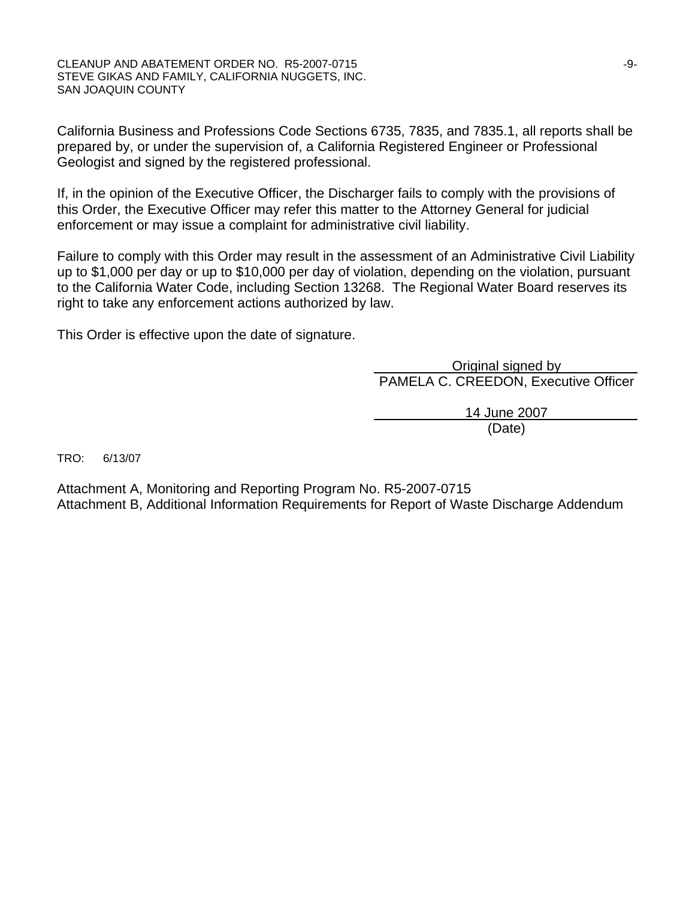California Business and Professions Code Sections 6735, 7835, and 7835.1, all reports shall be prepared by, or under the supervision of, a California Registered Engineer or Professional Geologist and signed by the registered professional.

If, in the opinion of the Executive Officer, the Discharger fails to comply with the provisions of this Order, the Executive Officer may refer this matter to the Attorney General for judicial enforcement or may issue a complaint for administrative civil liability.

Failure to comply with this Order may result in the assessment of an Administrative Civil Liability up to $1,000 per day or up to $10,000 per day of violation, depending on the violation, pursuant to the California Water Code, including Section 13268. The Regional Water Board reserves its right to take any enforcement actions authorized by law.

This Order is effective upon the date of signature.

Original signed by
PAMELA C. CREEDON, Executive Officer

14 June 2007
(Date)

TRO: 6/13/07

Attachment A, Monitoring and Reporting Program No. R5-2007-0715
Attachment B, Additional Information Requirements for Report of Waste Discharge Addendum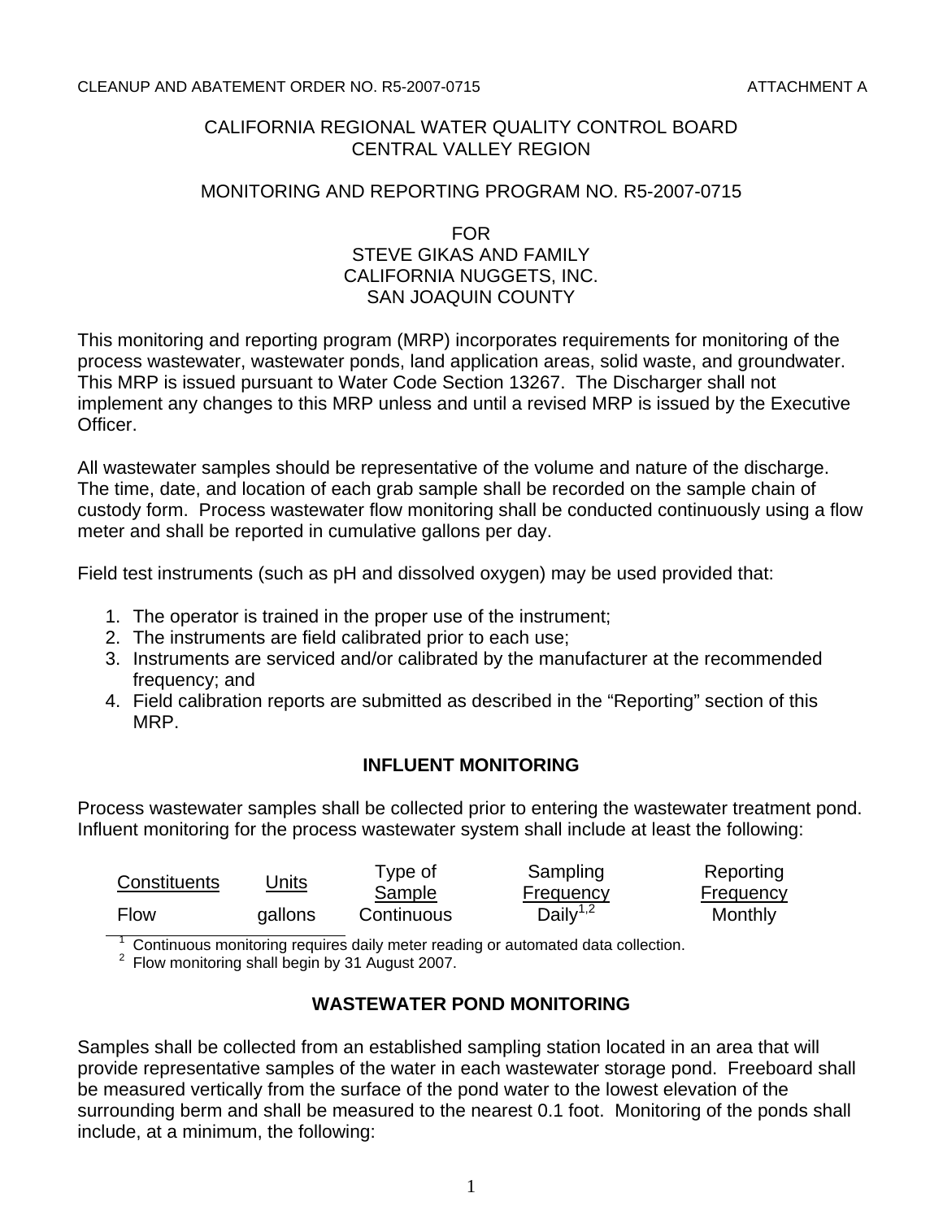CLEANUP AND ABATEMENT ORDER NO. R5-2007-0715 ATTACHMENT A

CALIFORNIA REGIONAL WATER QUALITY CONTROL BOARD
CENTRAL VALLEY REGION

MONITORING AND REPORTING PROGRAM NO. R5-2007-0715

FOR
STEVE GIKAS AND FAMILY
CALIFORNIA NUGGETS, INC.
SAN JOAQUIN COUNTY

This monitoring and reporting program (MRP) incorporates requirements for monitoring of the process wastewater, wastewater ponds, land application areas, solid waste, and groundwater. This MRP is issued pursuant to Water Code Section 13267. The Discharger shall not implement any changes to this MRP unless and until a revised MRP is issued by the Executive Officer.

All wastewater samples should be representative of the volume and nature of the discharge. The time, date, and location of each grab sample shall be recorded on the sample chain of custody form. Process wastewater flow monitoring shall be conducted continuously using a flow meter and shall be reported in cumulative gallons per day.

Field test instruments (such as pH and dissolved oxygen) may be used provided that:

1. The operator is trained in the proper use of the instrument;
2. The instruments are field calibrated prior to each use;
3. Instruments are serviced and/or calibrated by the manufacturer at the recommended frequency; and
4. Field calibration reports are submitted as described in the “Reporting” section of this MRP.

## INFLUENT MONITORING

Process wastewater samples shall be collected prior to entering the wastewater treatment pond. Influent monitoring for the process wastewater system shall include at least the following:

| Constituents | Units | Type of Sample | Sampling Frequency | Reporting Frequency |
|---|---|---|---|---|
| Flow | gallons | Continuous | Daily[1,2] | Monthly |

[1] Continuous monitoring requires daily meter reading or automated data collection.
[2] Flow monitoring shall begin by 31 August 2007.

## WASTEWATER POND MONITORING

Samples shall be collected from an established sampling station located in an area that will provide representative samples of the water in each wastewater storage pond. Freeboard shall be measured vertically from the surface of the pond water to the lowest elevation of the surrounding berm and shall be measured to the nearest 0.1 foot. Monitoring of the ponds shall include, at a minimum, the following: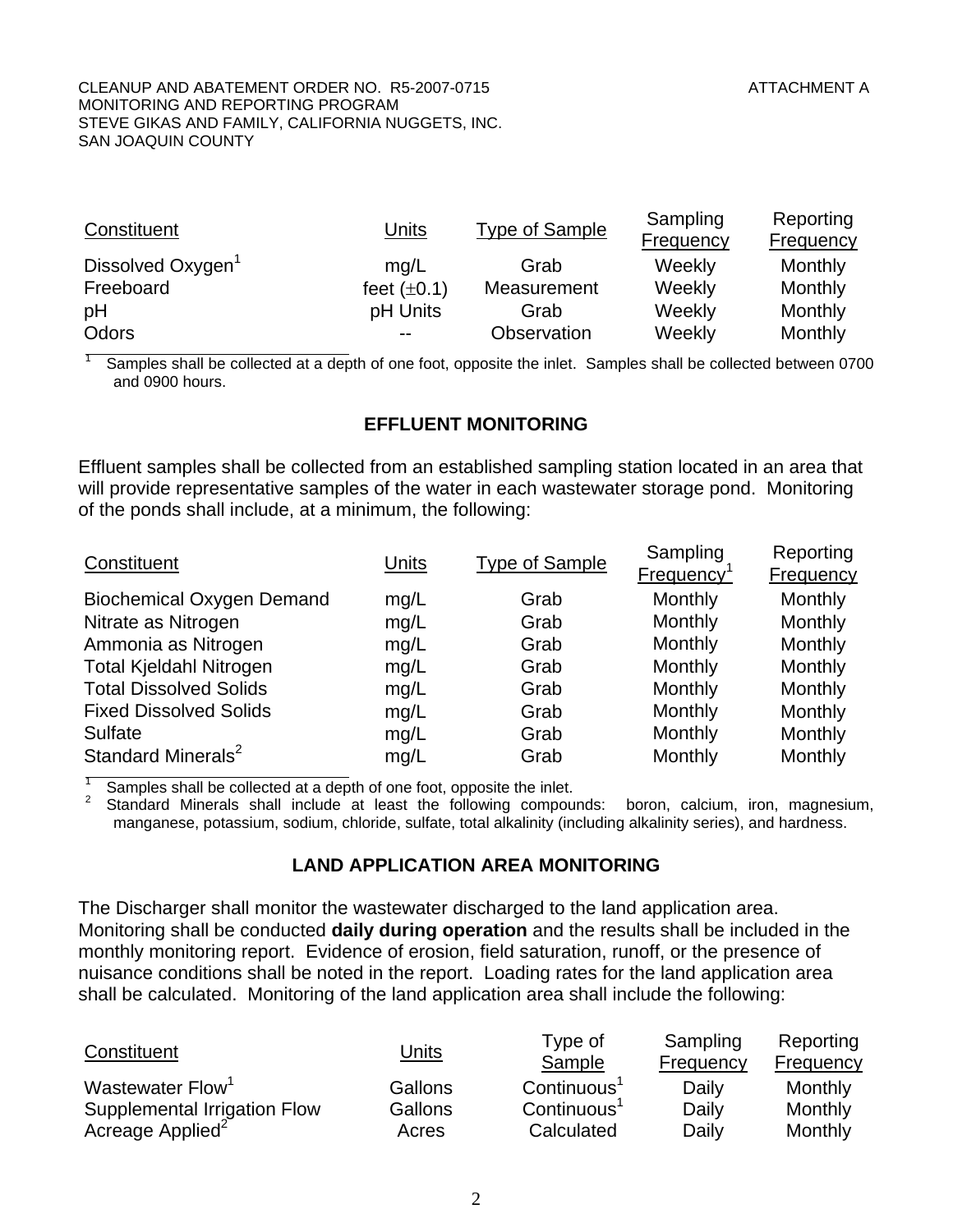| Constituent | Units | Type of Sample | Sampling Frequency | Reporting Frequency |
|---|---|---|---|---|
| Dissolved Oxygen[1] | mg/L | Grab | Weekly | Monthly |
| Freeboard | feet (±0.1) | Measurement | Weekly | Monthly |
| pH | pH Units | Grab | Weekly | Monthly |
| Odors | -- | Observation | Weekly | Monthly |

[1] Samples shall be collected at a depth of one foot, opposite the inlet. Samples shall be collected between 0700 and 0900 hours.

### EFFLUENT MONITORING

Effluent samples shall be collected from an established sampling station located in an area that will provide representative samples of the water in each wastewater storage pond. Monitoring of the ponds shall include, at a minimum, the following:

| Constituent | Units | Type of Sample | Sampling Frequency[1] | Reporting Frequency |
|---|---|---|---|---|
| Biochemical Oxygen Demand | mg/L | Grab | Monthly | Monthly |
| Nitrate as Nitrogen | mg/L | Grab | Monthly | Monthly |
| Ammonia as Nitrogen | mg/L | Grab | Monthly | Monthly |
| Total Kjeldahl Nitrogen | mg/L | Grab | Monthly | Monthly |
| Total Dissolved Solids | mg/L | Grab | Monthly | Monthly |
| Fixed Dissolved Solids | mg/L | Grab | Monthly | Monthly |
| Sulfate | mg/L | Grab | Monthly | Monthly |
| Standard Minerals[2] | mg/L | Grab | Monthly | Monthly |

[1] Samples shall be collected at a depth of one foot, opposite the inlet.
[2] Standard Minerals shall include at least the following compounds: boron, calcium, iron, magnesium, manganese, potassium, sodium, chloride, sulfate, total alkalinity (including alkalinity series), and hardness.

### LAND APPLICATION AREA MONITORING

The Discharger shall monitor the wastewater discharged to the land application area. Monitoring shall be conducted **daily during operation** and the results shall be included in the monthly monitoring report. Evidence of erosion, field saturation, runoff, or the presence of nuisance conditions shall be noted in the report. Loading rates for the land application area shall be calculated. Monitoring of the land application area shall include the following:

| Constituent | Units | Type of Sample | Sampling Frequency | Reporting Frequency |
|---|---|---|---|---|
| Wastewater Flow[1] | Gallons | Continuous[1] | Daily | Monthly |
| Supplemental Irrigation Flow | Gallons | Continuous[1] | Daily | Monthly |
| Acreage Applied[2] | Acres | Calculated | Daily | Monthly |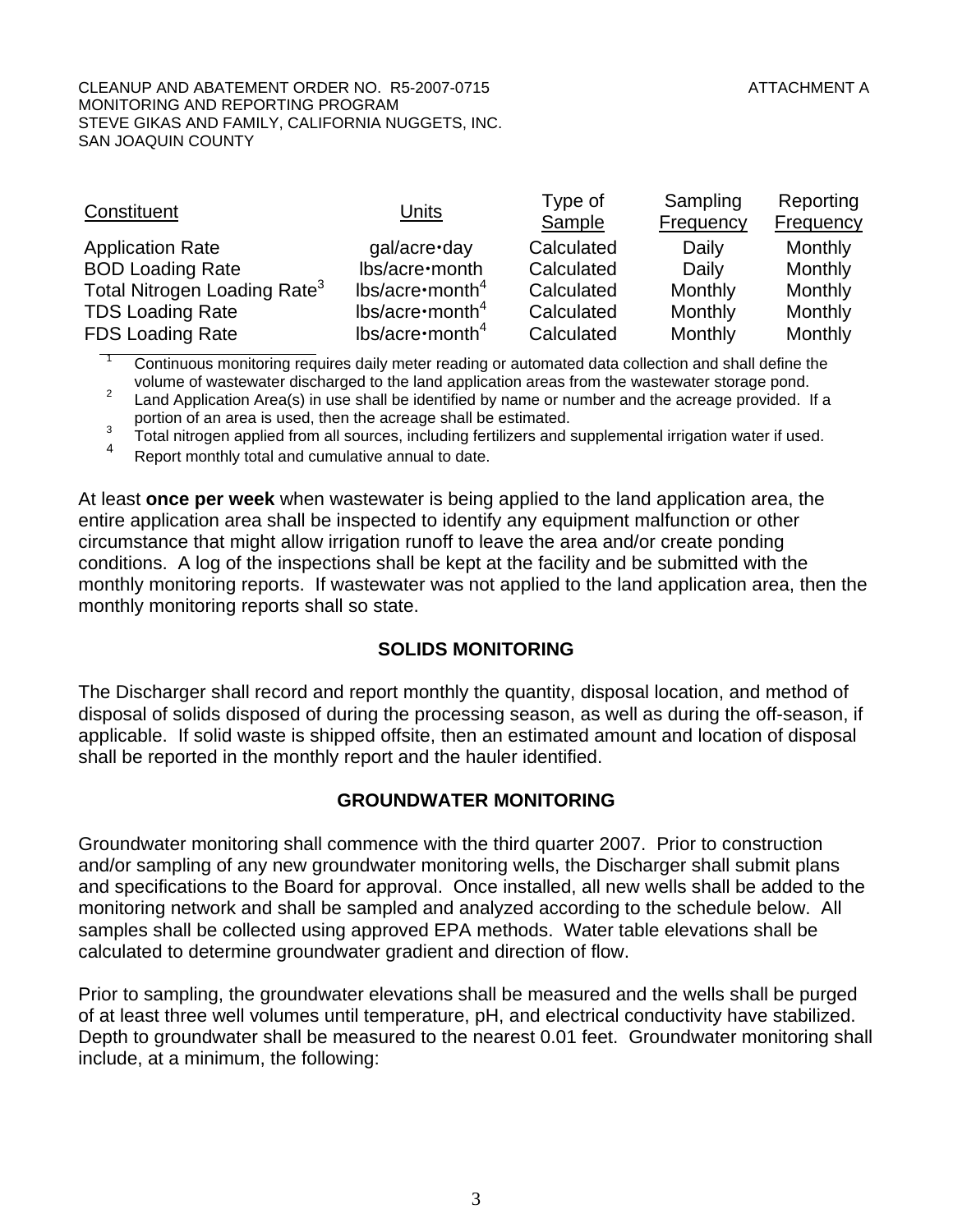| Constituent | Units | Type of Sample | Sampling Frequency | Reporting Frequency |
|---|---|---|---|---|
| Application Rate | gal/acre•day | Calculated | Daily | Monthly |
| BOD Loading Rate | lbs/acre•month | Calculated | Daily | Monthly |
| Total Nitrogen Loading Rate[3] | lbs/acre•month[4] | Calculated | Monthly | Monthly |
| TDS Loading Rate | lbs/acre•month[4] | Calculated | Monthly | Monthly |
| FDS Loading Rate | lbs/acre•month[4] | Calculated | Monthly | Monthly |

[1] Continuous monitoring requires daily meter reading or automated data collection and shall define the volume of wastewater discharged to the land application areas from the wastewater storage pond.
[2] Land Application Area(s) in use shall be identified by name or number and the acreage provided. If a portion of an area is used, then the acreage shall be estimated.
[3] Total nitrogen applied from all sources, including fertilizers and supplemental irrigation water if used.
[4] Report monthly total and cumulative annual to date.

At least **once per week** when wastewater is being applied to the land application area, the entire application area shall be inspected to identify any equipment malfunction or other circumstance that might allow irrigation runoff to leave the area and/or create ponding conditions. A log of the inspections shall be kept at the facility and be submitted with the monthly monitoring reports. If wastewater was not applied to the land application area, then the monthly monitoring reports shall so state.

## SOLIDS MONITORING

The Discharger shall record and report monthly the quantity, disposal location, and method of disposal of solids disposed of during the processing season, as well as during the off-season, if applicable. If solid waste is shipped offsite, then an estimated amount and location of disposal shall be reported in the monthly report and the hauler identified.

## GROUNDWATER MONITORING

Groundwater monitoring shall commence with the third quarter 2007. Prior to construction and/or sampling of any new groundwater monitoring wells, the Discharger shall submit plans and specifications to the Board for approval. Once installed, all new wells shall be added to the monitoring network and shall be sampled and analyzed according to the schedule below. All samples shall be collected using approved EPA methods. Water table elevations shall be calculated to determine groundwater gradient and direction of flow.

Prior to sampling, the groundwater elevations shall be measured and the wells shall be purged of at least three well volumes until temperature, pH, and electrical conductivity have stabilized. Depth to groundwater shall be measured to the nearest 0.01 feet. Groundwater monitoring shall include, at a minimum, the following: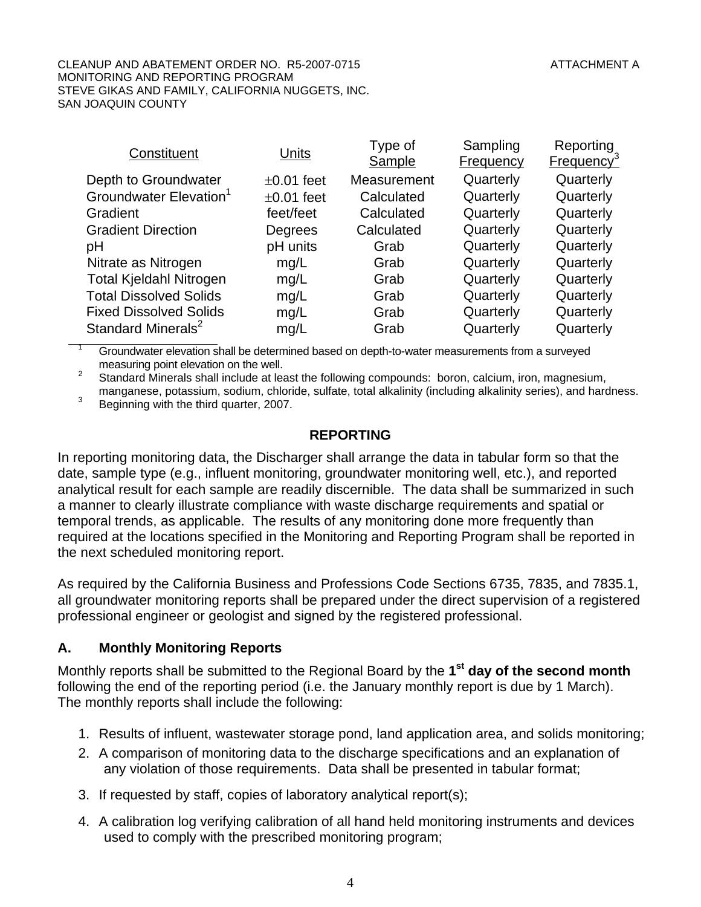| Constituent | Units | Type of Sample | Sampling Frequency | Reporting Frequency[3] |
|---|---|---|---|---|
| Depth to Groundwater | ±0.01 feet | Measurement | Quarterly | Quarterly |
| Groundwater Elevation[1] | ±0.01 feet | Calculated | Quarterly | Quarterly |
| Gradient | feet/feet | Calculated | Quarterly | Quarterly |
| Gradient Direction | Degrees | Calculated | Quarterly | Quarterly |
| pH | pH units | Grab | Quarterly | Quarterly |
| Nitrate as Nitrogen | mg/L | Grab | Quarterly | Quarterly |
| Total Kjeldahl Nitrogen | mg/L | Grab | Quarterly | Quarterly |
| Total Dissolved Solids | mg/L | Grab | Quarterly | Quarterly |
| Fixed Dissolved Solids | mg/L | Grab | Quarterly | Quarterly |
| Standard Minerals[2] | mg/L | Grab | Quarterly | Quarterly |

[1] Groundwater elevation shall be determined based on depth-to-water measurements from a surveyed measuring point elevation on the well.

[2] Standard Minerals shall include at least the following compounds: boron, calcium, iron, magnesium, manganese, potassium, sodium, chloride, sulfate, total alkalinity (including alkalinity series), and hardness.

[3] Beginning with the third quarter, 2007.

## REPORTING

In reporting monitoring data, the Discharger shall arrange the data in tabular form so that the date, sample type (e.g., influent monitoring, groundwater monitoring well, etc.), and reported analytical result for each sample are readily discernible. The data shall be summarized in such a manner to clearly illustrate compliance with waste discharge requirements and spatial or temporal trends, as applicable. The results of any monitoring done more frequently than required at the locations specified in the Monitoring and Reporting Program shall be reported in the next scheduled monitoring report.

As required by the California Business and Professions Code Sections 6735, 7835, and 7835.1, all groundwater monitoring reports shall be prepared under the direct supervision of a registered professional engineer or geologist and signed by the registered professional.

### A. Monthly Monitoring Reports

Monthly reports shall be submitted to the Regional Board by the **1st day of the second month** following the end of the reporting period (i.e. the January monthly report is due by 1 March). The monthly reports shall include the following:

1. Results of influent, wastewater storage pond, land application area, and solids monitoring;
2. A comparison of monitoring data to the discharge specifications and an explanation of any violation of those requirements. Data shall be presented in tabular format;
3. If requested by staff, copies of laboratory analytical report(s);
4. A calibration log verifying calibration of all hand held monitoring instruments and devices used to comply with the prescribed monitoring program;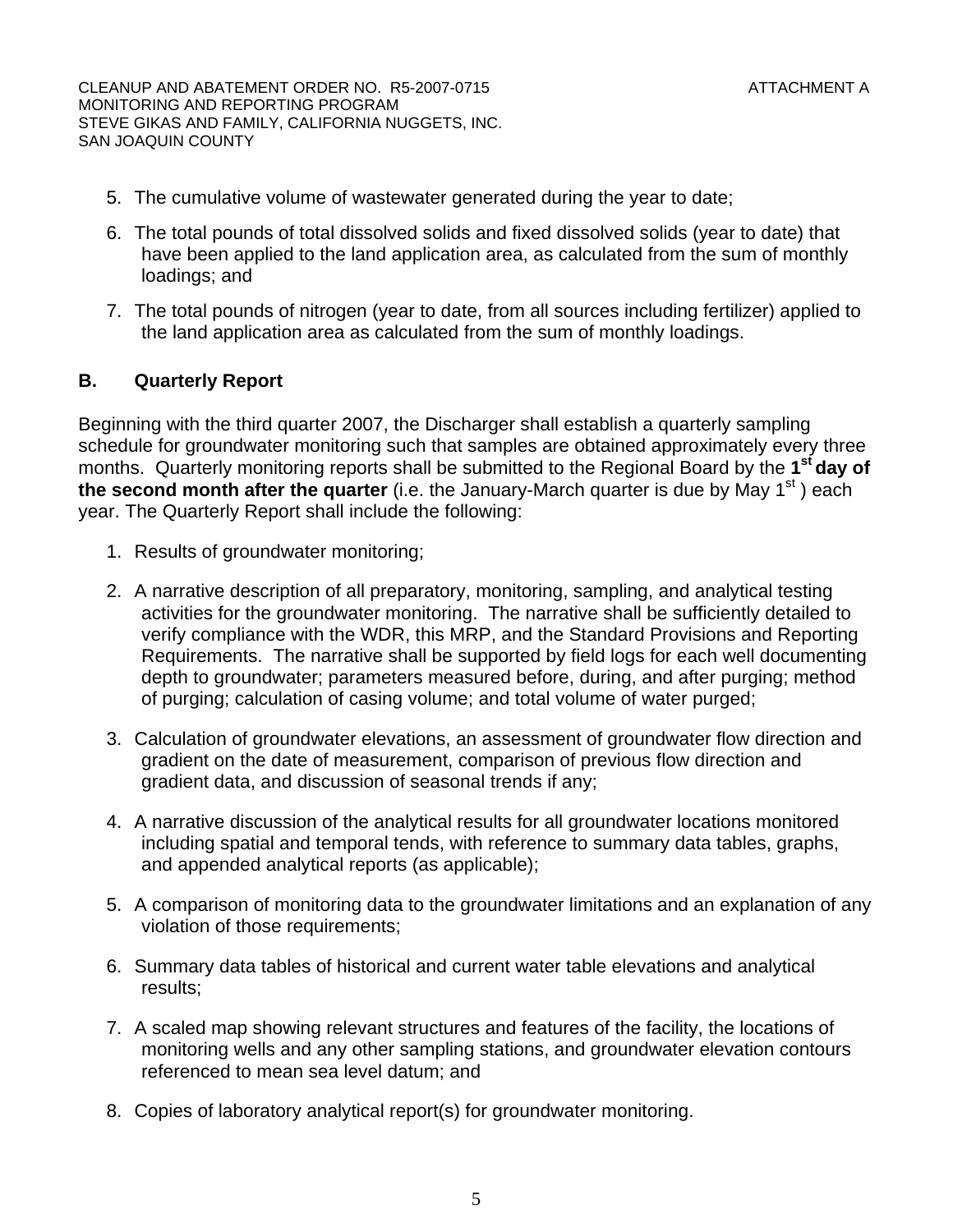5. The cumulative volume of wastewater generated during the year to date;

6. The total pounds of total dissolved solids and fixed dissolved solids (year to date) that have been applied to the land application area, as calculated from the sum of monthly loadings; and

7. The total pounds of nitrogen (year to date, from all sources including fertilizer) applied to the land application area as calculated from the sum of monthly loadings.

## B. Quarterly Report

Beginning with the third quarter 2007, the Discharger shall establish a quarterly sampling schedule for groundwater monitoring such that samples are obtained approximately every three months. Quarterly monitoring reports shall be submitted to the Regional Board by the **1st day of the second month after the quarter** (i.e. the January-March quarter is due by May 1st ) each year. The Quarterly Report shall include the following:

1. Results of groundwater monitoring;

2. A narrative description of all preparatory, monitoring, sampling, and analytical testing activities for the groundwater monitoring. The narrative shall be sufficiently detailed to verify compliance with the WDR, this MRP, and the Standard Provisions and Reporting Requirements. The narrative shall be supported by field logs for each well documenting depth to groundwater; parameters measured before, during, and after purging; method of purging; calculation of casing volume; and total volume of water purged;

3. Calculation of groundwater elevations, an assessment of groundwater flow direction and gradient on the date of measurement, comparison of previous flow direction and gradient data, and discussion of seasonal trends if any;

4. A narrative discussion of the analytical results for all groundwater locations monitored including spatial and temporal tends, with reference to summary data tables, graphs, and appended analytical reports (as applicable);

5. A comparison of monitoring data to the groundwater limitations and an explanation of any violation of those requirements;

6. Summary data tables of historical and current water table elevations and analytical results;

7. A scaled map showing relevant structures and features of the facility, the locations of monitoring wells and any other sampling stations, and groundwater elevation contours referenced to mean sea level datum; and

8. Copies of laboratory analytical report(s) for groundwater monitoring.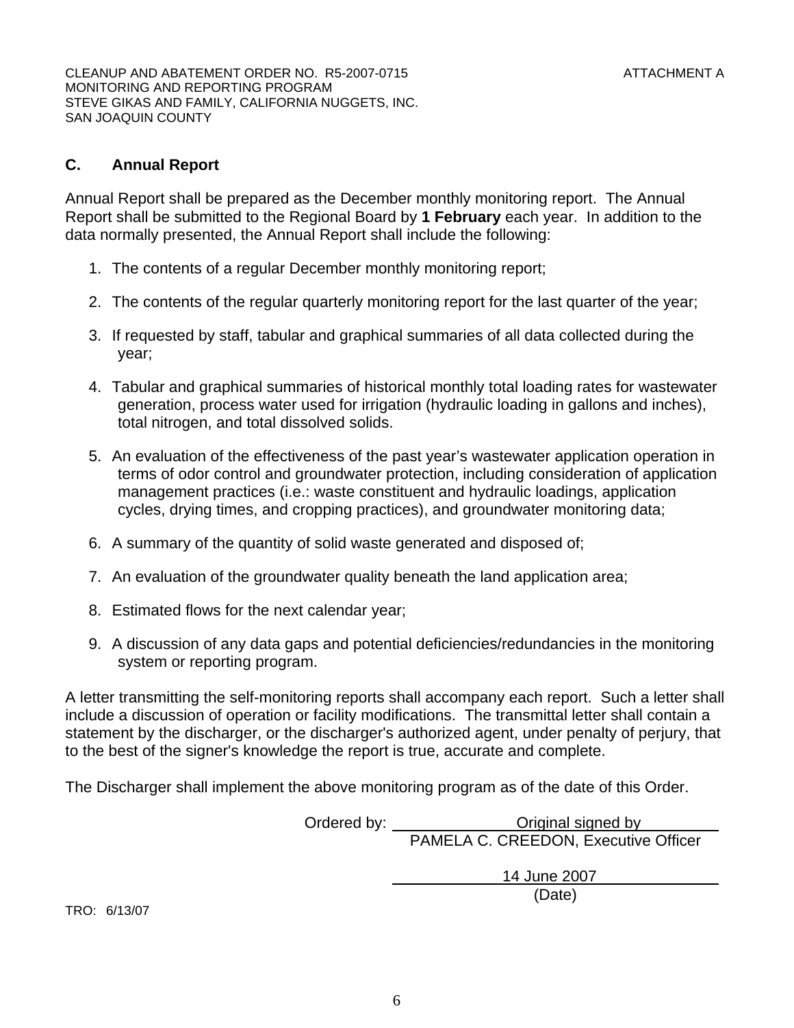## C. Annual Report

Annual Report shall be prepared as the December monthly monitoring report. The Annual Report shall be submitted to the Regional Board by **1 February** each year. In addition to the data normally presented, the Annual Report shall include the following:

1. The contents of a regular December monthly monitoring report;
2. The contents of the regular quarterly monitoring report for the last quarter of the year;
3. If requested by staff, tabular and graphical summaries of all data collected during the year;
4. Tabular and graphical summaries of historical monthly total loading rates for wastewater generation, process water used for irrigation (hydraulic loading in gallons and inches), total nitrogen, and total dissolved solids.
5. An evaluation of the effectiveness of the past year's wastewater application operation in terms of odor control and groundwater protection, including consideration of application management practices (i.e.: waste constituent and hydraulic loadings, application cycles, drying times, and cropping practices), and groundwater monitoring data;
6. A summary of the quantity of solid waste generated and disposed of;
7. An evaluation of the groundwater quality beneath the land application area;
8. Estimated flows for the next calendar year;
9. A discussion of any data gaps and potential deficiencies/redundancies in the monitoring system or reporting program.

A letter transmitting the self-monitoring reports shall accompany each report. Such a letter shall include a discussion of operation or facility modifications. The transmittal letter shall contain a statement by the discharger, or the discharger's authorized agent, under penalty of perjury, that to the best of the signer's knowledge the report is true, accurate and complete.

The Discharger shall implement the above monitoring program as of the date of this Order.

Ordered by: Original signed by
PAMELA C. CREEDON, Executive Officer

14 June 2007
(Date)

TRO: 6/13/07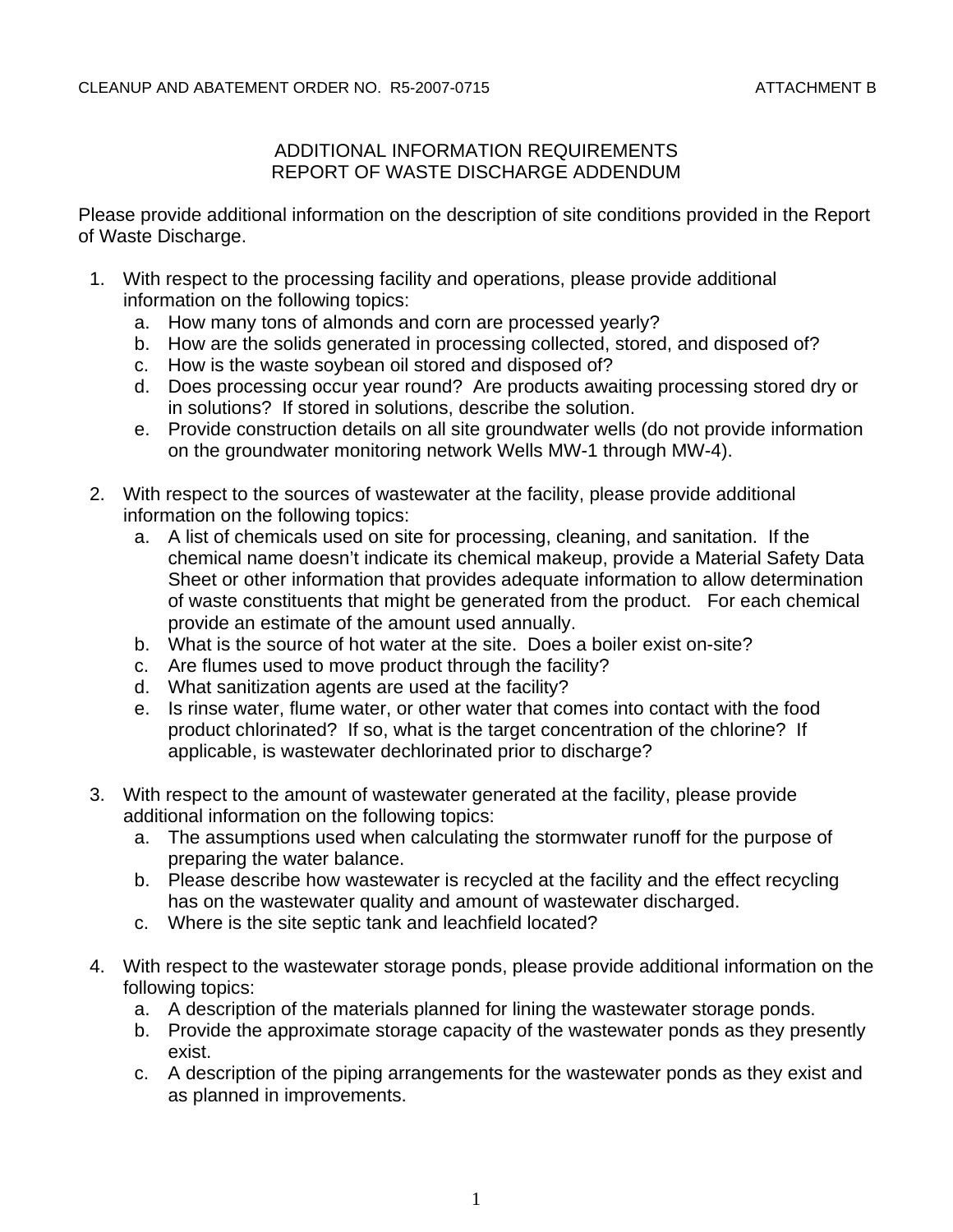# ADDITIONAL INFORMATION REQUIREMENTS
# REPORT OF WASTE DISCHARGE ADDENDUM

Please provide additional information on the description of site conditions provided in the Report of Waste Discharge.

1. With respect to the processing facility and operations, please provide additional information on the following topics:
   a. How many tons of almonds and corn are processed yearly?
   b. How are the solids generated in processing collected, stored, and disposed of?
   c. How is the waste soybean oil stored and disposed of?
   d. Does processing occur year round? Are products awaiting processing stored dry or in solutions? If stored in solutions, describe the solution.
   e. Provide construction details on all site groundwater wells (do not provide information on the groundwater monitoring network Wells MW-1 through MW-4).

2. With respect to the sources of wastewater at the facility, please provide additional information on the following topics:
   a. A list of chemicals used on site for processing, cleaning, and sanitation. If the chemical name doesn't indicate its chemical makeup, provide a Material Safety Data Sheet or other information that provides adequate information to allow determination of waste constituents that might be generated from the product. For each chemical provide an estimate of the amount used annually.
   b. What is the source of hot water at the site. Does a boiler exist on-site?
   c. Are flumes used to move product through the facility?
   d. What sanitization agents are used at the facility?
   e. Is rinse water, flume water, or other water that comes into contact with the food product chlorinated? If so, what is the target concentration of the chlorine? If applicable, is wastewater dechlorinated prior to discharge?

3. With respect to the amount of wastewater generated at the facility, please provide additional information on the following topics:
   a. The assumptions used when calculating the stormwater runoff for the purpose of preparing the water balance.
   b. Please describe how wastewater is recycled at the facility and the effect recycling has on the wastewater quality and amount of wastewater discharged.
   c. Where is the site septic tank and leachfield located?

4. With respect to the wastewater storage ponds, please provide additional information on the following topics:
   a. A description of the materials planned for lining the wastewater storage ponds.
   b. Provide the approximate storage capacity of the wastewater ponds as they presently exist.
   c. A description of the piping arrangements for the wastewater ponds as they exist and as planned in improvements.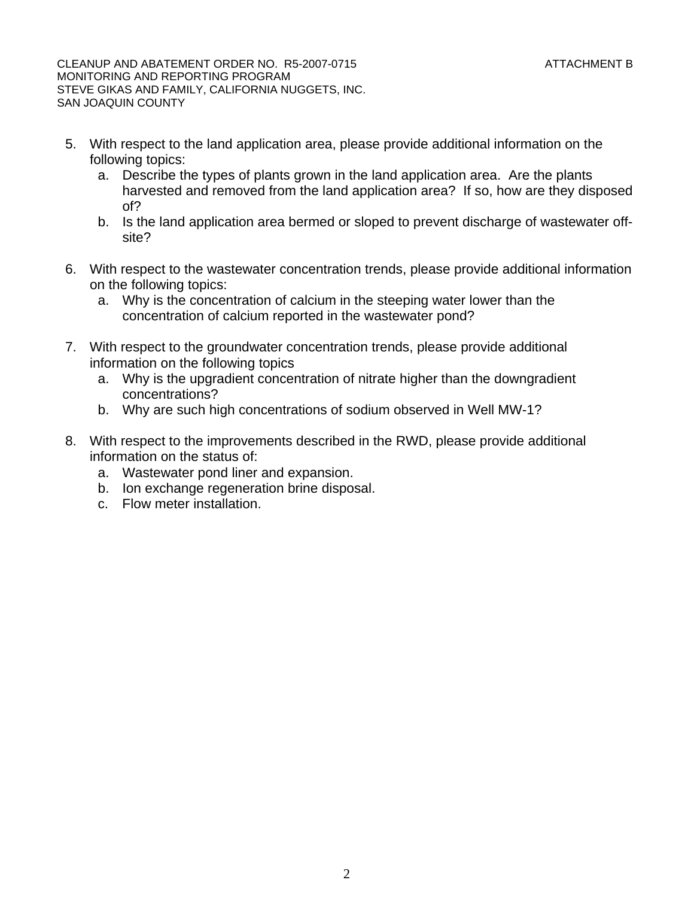5. With respect to the land application area, please provide additional information on the following topics:
   a. Describe the types of plants grown in the land application area. Are the plants harvested and removed from the land application area? If so, how are they disposed of?
   b. Is the land application area bermed or sloped to prevent discharge of wastewater off-site?

6. With respect to the wastewater concentration trends, please provide additional information on the following topics:
   a. Why is the concentration of calcium in the steeping water lower than the concentration of calcium reported in the wastewater pond?

7. With respect to the groundwater concentration trends, please provide additional information on the following topics
   a. Why is the upgradient concentration of nitrate higher than the downgradient concentrations?
   b. Why are such high concentrations of sodium observed in Well MW-1?

8. With respect to the improvements described in the RWD, please provide additional information on the status of:
   a. Wastewater pond liner and expansion.
   b. Ion exchange regeneration brine disposal.
   c. Flow meter installation.